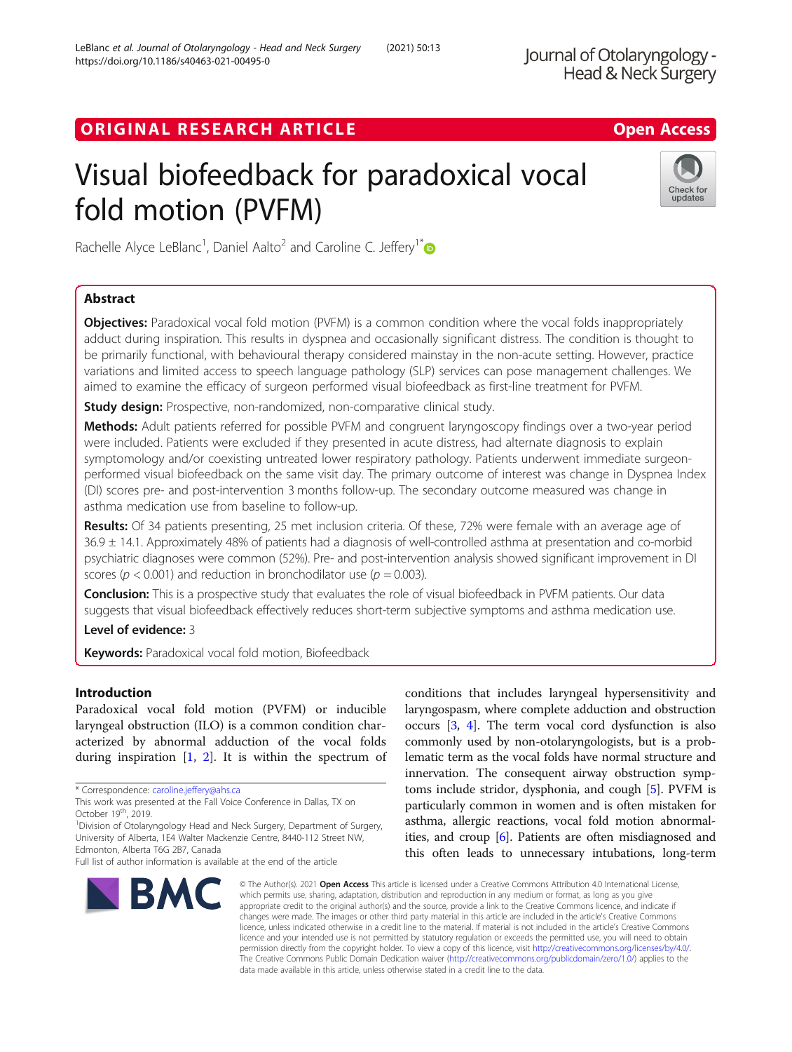ORIGINAL RESEARCH ARTICLE

Open Access

# Visual biofeedback for paradoxical vocal fold motion (PVFM)

Rachelle Alyce LeBlanc[1], Daniel Aalto[2] and Caroline C. Jeffery[1*]

## Abstract

**Objectives:** Paradoxical vocal fold motion (PVFM) is a common condition where the vocal folds inappropriately adduct during inspiration. This results in dyspnea and occasionally significant distress. The condition is thought to be primarily functional, with behavioural therapy considered mainstay in the non-acute setting. However, practice variations and limited access to speech language pathology (SLP) services can pose management challenges. We aimed to examine the efficacy of surgeon performed visual biofeedback as first-line treatment for PVFM.

**Study design:** Prospective, non-randomized, non-comparative clinical study.

**Methods:** Adult patients referred for possible PVFM and congruent laryngoscopy findings over a two-year period were included. Patients were excluded if they presented in acute distress, had alternate diagnosis to explain symptomology and/or coexisting untreated lower respiratory pathology. Patients underwent immediate surgeon-performed visual biofeedback on the same visit day. The primary outcome of interest was change in Dyspnea Index (DI) scores pre- and post-intervention 3 months follow-up. The secondary outcome measured was change in asthma medication use from baseline to follow-up.

**Results:** Of 34 patients presenting, 25 met inclusion criteria. Of these, 72% were female with an average age of 36.9 ± 14.1. Approximately 48% of patients had a diagnosis of well-controlled asthma at presentation and co-morbid psychiatric diagnoses were common (52%). Pre- and post-intervention analysis showed significant improvement in DI scores ($p < 0.001$) and reduction in bronchodilator use ($p = 0.003$).

**Conclusion:** This is a prospective study that evaluates the role of visual biofeedback in PVFM patients. Our data suggests that visual biofeedback effectively reduces short-term subjective symptoms and asthma medication use.

**Level of evidence:** 3

**Keywords:** Paradoxical vocal fold motion, Biofeedback

## Introduction

Paradoxical vocal fold motion (PVFM) or inducible laryngeal obstruction (ILO) is a common condition characterized by abnormal adduction of the vocal folds during inspiration [1, 2]. It is within the spectrum of conditions that includes laryngeal hypersensitivity and laryngospasm, where complete adduction and obstruction occurs [3, 4]. The term vocal cord dysfunction is also commonly used by non-otolaryngologists, but is a problematic term as the vocal folds have normal structure and innervation. The consequent airway obstruction symptoms include stridor, dysphonia, and cough [5]. PVFM is particularly common in women and is often mistaken for asthma, allergic reactions, vocal fold motion abnormalities, and croup [6]. Patients are often misdiagnosed and this often leads to unnecessary intubations, long-term

\* Correspondence: caroline.jeffery@ahs.ca

This work was presented at the Fall Voice Conference in Dallas, TX on October 19th, 2019.

[1]Division of Otolaryngology Head and Neck Surgery, Department of Surgery, University of Alberta, 1E4 Walter Mackenzie Centre, 8440-112 Street NW, Edmonton, Alberta T6G 2B7, Canada

Full list of author information is available at the end of the article

© The Author(s). 2021 **Open Access** This article is licensed under a Creative Commons Attribution 4.0 International License, which permits use, sharing, adaptation, distribution and reproduction in any medium or format, as long as you give appropriate credit to the original author(s) and the source, provide a link to the Creative Commons licence, and indicate if changes were made. The images or other third party material in this article are included in the article's Creative Commons licence, unless indicated otherwise in a credit line to the material. If material is not included in the article's Creative Commons licence and your intended use is not permitted by statutory regulation or exceeds the permitted use, you will need to obtain permission directly from the copyright holder. To view a copy of this licence, visit http://creativecommons.org/licenses/by/4.0/. The Creative Commons Public Domain Dedication waiver (http://creativecommons.org/publicdomain/zero/1.0/) applies to the data made available in this article, unless otherwise stated in a credit line to the data.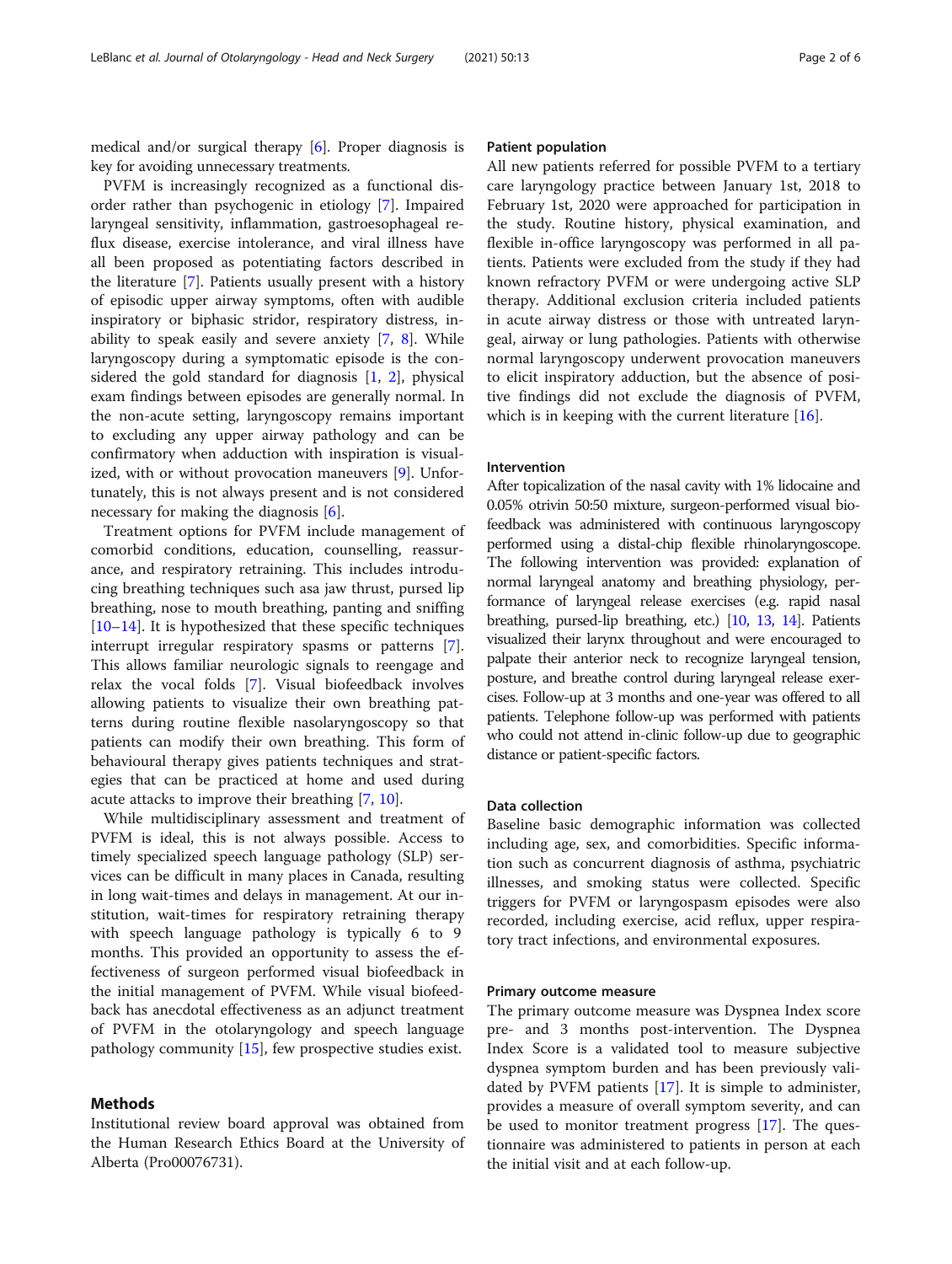medical and/or surgical therapy [6]. Proper diagnosis is key for avoiding unnecessary treatments.

PVFM is increasingly recognized as a functional disorder rather than psychogenic in etiology [7]. Impaired laryngeal sensitivity, inflammation, gastroesophageal reflux disease, exercise intolerance, and viral illness have all been proposed as potentiating factors described in the literature [7]. Patients usually present with a history of episodic upper airway symptoms, often with audible inspiratory or biphasic stridor, respiratory distress, inability to speak easily and severe anxiety [7, 8]. While laryngoscopy during a symptomatic episode is the considered the gold standard for diagnosis [1, 2], physical exam findings between episodes are generally normal. In the non-acute setting, laryngoscopy remains important to excluding any upper airway pathology and can be confirmatory when adduction with inspiration is visualized, with or without provocation maneuvers [9]. Unfortunately, this is not always present and is not considered necessary for making the diagnosis [6].

Treatment options for PVFM include management of comorbid conditions, education, counselling, reassurance, and respiratory retraining. This includes introducing breathing techniques such asa jaw thrust, pursed lip breathing, nose to mouth breathing, panting and sniffing [10–14]. It is hypothesized that these specific techniques interrupt irregular respiratory spasms or patterns [7]. This allows familiar neurologic signals to reengage and relax the vocal folds [7]. Visual biofeedback involves allowing patients to visualize their own breathing patterns during routine flexible nasolaryngoscopy so that patients can modify their own breathing. This form of behavioural therapy gives patients techniques and strategies that can be practiced at home and used during acute attacks to improve their breathing [7, 10].

While multidisciplinary assessment and treatment of PVFM is ideal, this is not always possible. Access to timely specialized speech language pathology (SLP) services can be difficult in many places in Canada, resulting in long wait-times and delays in management. At our institution, wait-times for respiratory retraining therapy with speech language pathology is typically 6 to 9 months. This provided an opportunity to assess the effectiveness of surgeon performed visual biofeedback in the initial management of PVFM. While visual biofeedback has anecdotal effectiveness as an adjunct treatment of PVFM in the otolaryngology and speech language pathology community [15], few prospective studies exist.

## Methods

Institutional review board approval was obtained from the Human Research Ethics Board at the University of Alberta (Pro00076731).

### Patient population

All new patients referred for possible PVFM to a tertiary care laryngology practice between January 1st, 2018 to February 1st, 2020 were approached for participation in the study. Routine history, physical examination, and flexible in-office laryngoscopy was performed in all patients. Patients were excluded from the study if they had known refractory PVFM or were undergoing active SLP therapy. Additional exclusion criteria included patients in acute airway distress or those with untreated laryngeal, airway or lung pathologies. Patients with otherwise normal laryngoscopy underwent provocation maneuvers to elicit inspiratory adduction, but the absence of positive findings did not exclude the diagnosis of PVFM, which is in keeping with the current literature [16].

### Intervention

After topicalization of the nasal cavity with 1% lidocaine and 0.05% otrivin 50:50 mixture, surgeon-performed visual biofeedback was administered with continuous laryngoscopy performed using a distal-chip flexible rhinolaryngoscope. The following intervention was provided: explanation of normal laryngeal anatomy and breathing physiology, performance of laryngeal release exercises (e.g. rapid nasal breathing, pursed-lip breathing, etc.) [10, 13, 14]. Patients visualized their larynx throughout and were encouraged to palpate their anterior neck to recognize laryngeal tension, posture, and breathe control during laryngeal release exercises. Follow-up at 3 months and one-year was offered to all patients. Telephone follow-up was performed with patients who could not attend in-clinic follow-up due to geographic distance or patient-specific factors.

### Data collection

Baseline basic demographic information was collected including age, sex, and comorbidities. Specific information such as concurrent diagnosis of asthma, psychiatric illnesses, and smoking status were collected. Specific triggers for PVFM or laryngospasm episodes were also recorded, including exercise, acid reflux, upper respiratory tract infections, and environmental exposures.

### Primary outcome measure

The primary outcome measure was Dyspnea Index score pre- and 3 months post-intervention. The Dyspnea Index Score is a validated tool to measure subjective dyspnea symptom burden and has been previously validated by PVFM patients [17]. It is simple to administer, provides a measure of overall symptom severity, and can be used to monitor treatment progress [17]. The questionnaire was administered to patients in person at each the initial visit and at each follow-up.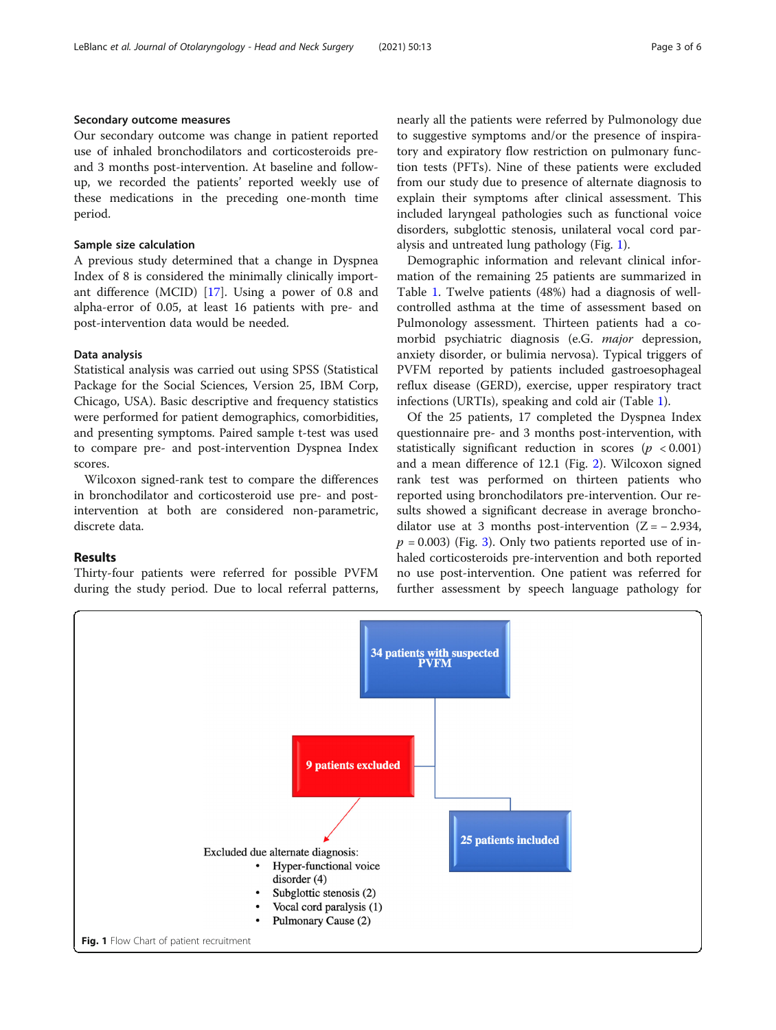### Secondary outcome measures

Our secondary outcome was change in patient reported use of inhaled bronchodilators and corticosteroids pre- and 3 months post-intervention. At baseline and follow-up, we recorded the patients' reported weekly use of these medications in the preceding one-month time period.

### Sample size calculation

A previous study determined that a change in Dyspnea Index of 8 is considered the minimally clinically important difference (MCID) [17]. Using a power of 0.8 and alpha-error of 0.05, at least 16 patients with pre- and post-intervention data would be needed.

### Data analysis

Statistical analysis was carried out using SPSS (Statistical Package for the Social Sciences, Version 25, IBM Corp, Chicago, USA). Basic descriptive and frequency statistics were performed for patient demographics, comorbidities, and presenting symptoms. Paired sample t-test was used to compare pre- and post-intervention Dyspnea Index scores.

Wilcoxon signed-rank test to compare the differences in bronchodilator and corticosteroid use pre- and post-intervention at both are considered non-parametric, discrete data.

## Results

Thirty-four patients were referred for possible PVFM during the study period. Due to local referral patterns, nearly all the patients were referred by Pulmonology due to suggestive symptoms and/or the presence of inspiratory and expiratory flow restriction on pulmonary function tests (PFTs). Nine of these patients were excluded from our study due to presence of alternate diagnosis to explain their symptoms after clinical assessment. This included laryngeal pathologies such as functional voice disorders, subglottic stenosis, unilateral vocal cord paralysis and untreated lung pathology (Fig. 1).

Demographic information and relevant clinical information of the remaining 25 patients are summarized in Table 1. Twelve patients (48%) had a diagnosis of well-controlled asthma at the time of assessment based on Pulmonology assessment. Thirteen patients had a co-morbid psychiatric diagnosis (e.G. *major* depression, anxiety disorder, or bulimia nervosa). Typical triggers of PVFM reported by patients included gastroesophageal reflux disease (GERD), exercise, upper respiratory tract infections (URTIs), speaking and cold air (Table 1).

Of the 25 patients, 17 completed the Dyspnea Index questionnaire pre- and 3 months post-intervention, with statistically significant reduction in scores ($p < 0.001$) and a mean difference of 12.1 (Fig. 2). Wilcoxon signed rank test was performed on thirteen patients who reported using bronchodilators pre-intervention. Our results showed a significant decrease in average bronchodilator use at 3 months post-intervention ($Z = -2.934$, $p = 0.003$) (Fig. 3). Only two patients reported use of inhaled corticosteroids pre-intervention and both reported no use post-intervention. One patient was referred for further assessment by speech language pathology for

34 patients with suspected PVFM

9 patients excluded

25 patients included

Excluded due alternate diagnosis:

- Hyper-functional voice disorder (4)
- Subglottic stenosis (2)
- Vocal cord paralysis (1)
- Pulmonary Cause (2)

**Fig. 1** Flow Chart of patient recruitment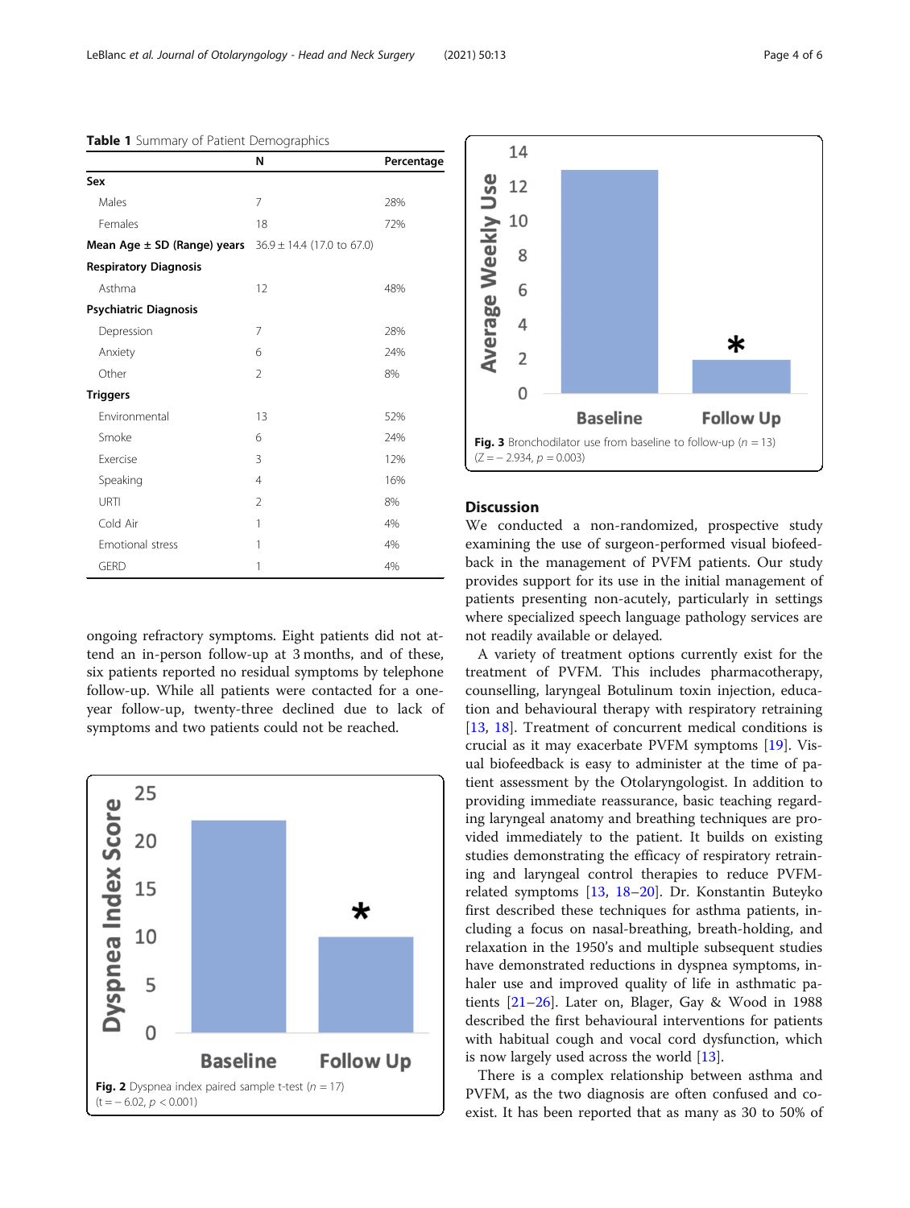**Table 1** Summary of Patient Demographics

| | N | Percentage |
|---|---|---|
| **Sex** | | |
| Males | 7 | 28% |
| Females | 18 | 72% |
| **Mean Age ± SD (Range) years** | 36.9 ± 14.4 (17.0 to 67.0) | |
| **Respiratory Diagnosis** | | |
| Asthma | 12 | 48% |
| **Psychiatric Diagnosis** | | |
| Depression | 7 | 28% |
| Anxiety | 6 | 24% |
| Other | 2 | 8% |
| **Triggers** | | |
| Environmental | 13 | 52% |
| Smoke | 6 | 24% |
| Exercise | 3 | 12% |
| Speaking | 4 | 16% |
| URTI | 2 | 8% |
| Cold Air | 1 | 4% |
| Emotional stress | 1 | 4% |
| GERD | 1 | 4% |

ongoing refractory symptoms. Eight patients did not attend an in-person follow-up at 3 months, and of these, six patients reported no residual symptoms by telephone follow-up. While all patients were contacted for a one-year follow-up, twenty-three declined due to lack of symptoms and two patients could not be reached.

**Fig. 2** Dyspnea index paired sample t-test ($n = 17$) ($t = -6.02$, $p < 0.001$)

**Fig. 3** Bronchodilator use from baseline to follow-up ($n = 13$) ($Z = -2.934$, $p = 0.003$)

## Discussion

We conducted a non-randomized, prospective study examining the use of surgeon-performed visual biofeedback in the management of PVFM patients. Our study provides support for its use in the initial management of patients presenting non-acutely, particularly in settings where specialized speech language pathology services are not readily available or delayed.

A variety of treatment options currently exist for the treatment of PVFM. This includes pharmacotherapy, counselling, laryngeal Botulinum toxin injection, education and behavioural therapy with respiratory retraining [13, 18]. Treatment of concurrent medical conditions is crucial as it may exacerbate PVFM symptoms [19]. Visual biofeedback is easy to administer at the time of patient assessment by the Otolaryngologist. In addition to providing immediate reassurance, basic teaching regarding laryngeal anatomy and breathing techniques are provided immediately to the patient. It builds on existing studies demonstrating the efficacy of respiratory retraining and laryngeal control therapies to reduce PVFM-related symptoms [13, 18–20]. Dr. Konstantin Buteyko first described these techniques for asthma patients, including a focus on nasal-breathing, breath-holding, and relaxation in the 1950's and multiple subsequent studies have demonstrated reductions in dyspnea symptoms, inhaler use and improved quality of life in asthmatic patients [21–26]. Later on, Blager, Gay & Wood in 1988 described the first behavioural interventions for patients with habitual cough and vocal cord dysfunction, which is now largely used across the world [13].

There is a complex relationship between asthma and PVFM, as the two diagnosis are often confused and co-exist. It has been reported that as many as 30 to 50% of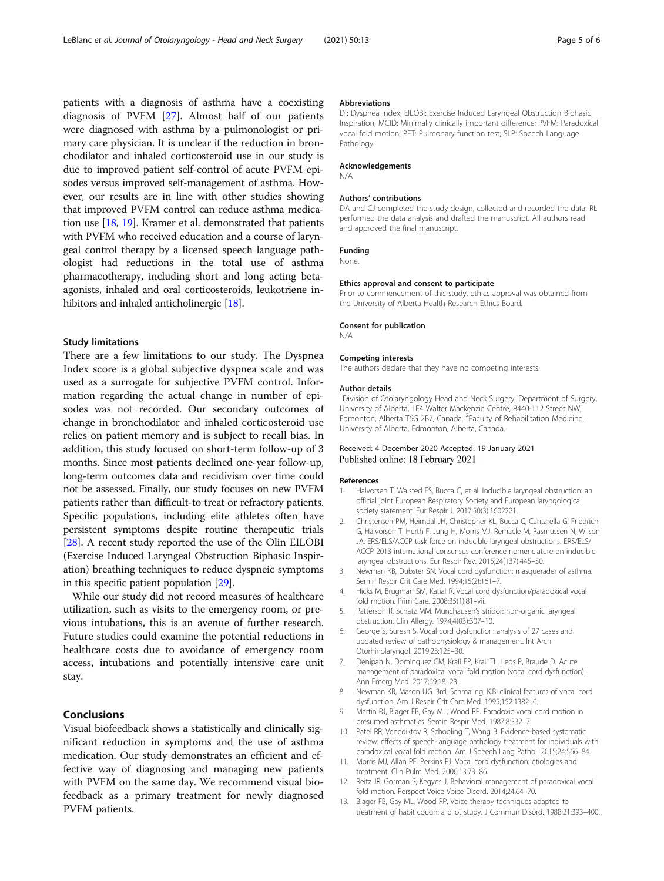patients with a diagnosis of asthma have a coexisting diagnosis of PVFM [27]. Almost half of our patients were diagnosed with asthma by a pulmonologist or primary care physician. It is unclear if the reduction in bronchodilator and inhaled corticosteroid use in our study is due to improved patient self-control of acute PVFM episodes versus improved self-management of asthma. However, our results are in line with other studies showing that improved PVFM control can reduce asthma medication use [18, 19]. Kramer et al. demonstrated that patients with PVFM who received education and a course of laryngeal control therapy by a licensed speech language pathologist had reductions in the total use of asthma pharmacotherapy, including short and long acting beta-agonists, inhaled and oral corticosteroids, leukotriene inhibitors and inhaled anticholinergic [18].

### Study limitations

There are a few limitations to our study. The Dyspnea Index score is a global subjective dyspnea scale and was used as a surrogate for subjective PVFM control. Information regarding the actual change in number of episodes was not recorded. Our secondary outcomes of change in bronchodilator and inhaled corticosteroid use relies on patient memory and is subject to recall bias. In addition, this study focused on short-term follow-up of 3 months. Since most patients declined one-year follow-up, long-term outcomes data and recidivism over time could not be assessed. Finally, our study focuses on new PVFM patients rather than difficult-to treat or refractory patients. Specific populations, including elite athletes often have persistent symptoms despite routine therapeutic trials [28]. A recent study reported the use of the Olin EILOBI (Exercise Induced Laryngeal Obstruction Biphasic Inspiration) breathing techniques to reduce dyspneic symptoms in this specific patient population [29].

While our study did not record measures of healthcare utilization, such as visits to the emergency room, or previous intubations, this is an avenue of further research. Future studies could examine the potential reductions in healthcare costs due to avoidance of emergency room access, intubations and potentially intensive care unit stay.

## Conclusions

Visual biofeedback shows a statistically and clinically significant reduction in symptoms and the use of asthma medication. Our study demonstrates an efficient and effective way of diagnosing and managing new patients with PVFM on the same day. We recommend visual biofeedback as a primary treatment for newly diagnosed PVFM patients.

#### Abbreviations

DI: Dyspnea Index; EILOBI: Exercise Induced Laryngeal Obstruction Biphasic Inspiration; MCID: Minimally clinically important difference; PVFM: Paradoxical vocal fold motion; PFT: Pulmonary function test; SLP: Speech Language Pathology

#### Acknowledgements

N/A

#### Authors' contributions

DA and CJ completed the study design, collected and recorded the data. RL performed the data analysis and drafted the manuscript. All authors read and approved the final manuscript.

#### Funding

None.

#### Ethics approval and consent to participate

Prior to commencement of this study, ethics approval was obtained from the University of Alberta Health Research Ethics Board.

#### Consent for publication

N/A

#### Competing interests

The authors declare that they have no competing interests.

#### Author details

[1]Division of Otolaryngology Head and Neck Surgery, Department of Surgery, University of Alberta, 1E4 Walter Mackenzie Centre, 8440-112 Street NW, Edmonton, Alberta T6G 2B7, Canada. [2]Faculty of Rehabilitation Medicine, University of Alberta, Edmonton, Alberta, Canada.

Received: 4 December 2020 Accepted: 19 January 2021
Published online: 18 February 2021

#### References

1. Halvorsen T, Walsted ES, Bucca C, et al. Inducible laryngeal obstruction: an official joint European Respiratory Society and European laryngological society statement. Eur Respir J. 2017;50(3):1602221.
2. Christensen PM, Heimdal JH, Christopher KL, Bucca C, Cantarella G, Friedrich G, Halvorsen T, Herth F, Jung H, Morris MJ, Remacle M, Rasmussen N, Wilson JA. ERS/ELS/ACCP task force on inducible laryngeal obstructions. ERS/ELS/ACCP 2013 international consensus conference nomenclature on inducible laryngeal obstructions. Eur Respir Rev. 2015;24(137):445–50.
3. Newman KB, Dubster SN. Vocal cord dysfunction: masquerader of asthma. Semin Respir Crit Care Med. 1994;15(2):161–7.
4. Hicks M, Brugman SM, Katial R. Vocal cord dysfunction/paradoxical vocal fold motion. Prim Care. 2008;35(1):81–vii.
5. Patterson R, Schatz MM. Munchausen's stridor: non-organic laryngeal obstruction. Clin Allergy. 1974;4(03):307–10.
6. George S, Suresh S. Vocal cord dysfunction: analysis of 27 cases and updated review of pathophysiology & management. Int Arch Otorhinolaryngol. 2019;23:125–30.
7. Denipah N, Dominquez CM, Kraii EP, Kraii TL, Leos P, Braude D. Acute management of paradoxical vocal fold motion (vocal cord dysfunction). Ann Emerg Med. 2017;69:18–23.
8. Newman KB, Mason UG. 3rd, Schmaling, K.B. clinical features of vocal cord dysfunction. Am J Respir Crit Care Med. 1995;152:1382–6.
9. Martin RJ, Blager FB, Gay ML, Wood RP. Paradoxic vocal cord motion in presumed asthmatics. Semin Respir Med. 1987;8:332–7.
10. Patel RR, Venediktov R, Schooling T, Wang B. Evidence-based systematic review: effects of speech-language pathology treatment for individuals with paradoxical vocal fold motion. Am J Speech Lang Pathol. 2015;24:566–84.
11. Morris MJ, Allan PF, Perkins PJ. Vocal cord dysfunction: etiologies and treatment. Clin Pulm Med. 2006;13:73–86.
12. Reitz JR, Gorman S, Kegyes J. Behavioral management of paradoxical vocal fold motion. Perspect Voice Voice Disord. 2014;24:64–70.
13. Blager FB, Gay ML, Wood RP. Voice therapy techniques adapted to treatment of habit cough: a pilot study. J Commun Disord. 1988;21:393–400.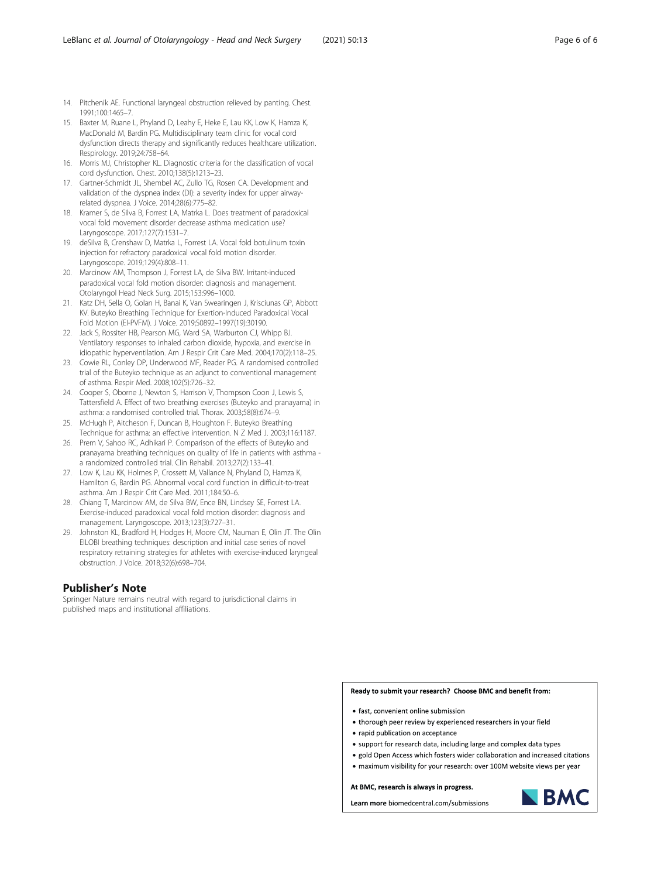14. Pitchenik AE. Functional laryngeal obstruction relieved by panting. Chest. 1991;100:1465–7.
15. Baxter M, Ruane L, Phyland D, Leahy E, Heke E, Lau KK, Low K, Hamza K, MacDonald M, Bardin PG. Multidisciplinary team clinic for vocal cord dysfunction directs therapy and significantly reduces healthcare utilization. Respirology. 2019;24:758–64.
16. Morris MJ, Christopher KL. Diagnostic criteria for the classification of vocal cord dysfunction. Chest. 2010;138(5):1213–23.
17. Gartner-Schmidt JL, Shembel AC, Zullo TG, Rosen CA. Development and validation of the dyspnea index (DI): a severity index for upper airway-related dyspnea. J Voice. 2014;28(6):775–82.
18. Kramer S, de Silva B, Forrest LA, Matrka L. Does treatment of paradoxical vocal fold movement disorder decrease asthma medication use? Laryngoscope. 2017;127(7):1531–7.
19. deSilva B, Crenshaw D, Matrka L, Forrest LA. Vocal fold botulinum toxin injection for refractory paradoxical vocal fold motion disorder. Laryngoscope. 2019;129(4):808–11.
20. Marcinow AM, Thompson J, Forrest LA, de Silva BW. Irritant-induced paradoxical vocal fold motion disorder: diagnosis and management. Otolaryngol Head Neck Surg. 2015;153:996–1000.
21. Katz DH, Sella O, Golan H, Banai K, Van Swearingen J, Krisciunas GP, Abbott KV. Buteyko Breathing Technique for Exertion-Induced Paradoxical Vocal Fold Motion (EI-PVFM). J Voice. 2019;S0892–1997(19):30190.
22. Jack S, Rossiter HB, Pearson MG, Ward SA, Warburton CJ, Whipp BJ. Ventilatory responses to inhaled carbon dioxide, hypoxia, and exercise in idiopathic hyperventilation. Am J Respir Crit Care Med. 2004;170(2):118–25.
23. Cowie RL, Conley DP, Underwood MF, Reader PG. A randomised controlled trial of the Buteyko technique as an adjunct to conventional management of asthma. Respir Med. 2008;102(5):726–32.
24. Cooper S, Oborne J, Newton S, Harrison V, Thompson Coon J, Lewis S, Tattersfield A. Effect of two breathing exercises (Buteyko and pranayama) in asthma: a randomised controlled trial. Thorax. 2003;58(8):674–9.
25. McHugh P, Aitcheson F, Duncan B, Houghton F. Buteyko Breathing Technique for asthma: an effective intervention. N Z Med J. 2003;116:1187.
26. Prem V, Sahoo RC, Adhikari P. Comparison of the effects of Buteyko and pranayama breathing techniques on quality of life in patients with asthma - a randomized controlled trial. Clin Rehabil. 2013;27(2):133–41.
27. Low K, Lau KK, Holmes P, Crossett M, Vallance N, Phyland D, Hamza K, Hamilton G, Bardin PG. Abnormal vocal cord function in difficult-to-treat asthma. Am J Respir Crit Care Med. 2011;184:50–6.
28. Chiang T, Marcinow AM, de Silva BW, Ence BN, Lindsey SE, Forrest LA. Exercise-induced paradoxical vocal fold motion disorder: diagnosis and management. Laryngoscope. 2013;123(3):727–31.
29. Johnston KL, Bradford H, Hodges H, Moore CM, Nauman E, Olin JT. The Olin EILOBI breathing techniques: description and initial case series of novel respiratory retraining strategies for athletes with exercise-induced laryngeal obstruction. J Voice. 2018;32(6):698–704.

## Publisher's Note

Springer Nature remains neutral with regard to jurisdictional claims in published maps and institutional affiliations.

**Ready to submit your research? Choose BMC and benefit from:**

- fast, convenient online submission
- thorough peer review by experienced researchers in your field
- rapid publication on acceptance
- support for research data, including large and complex data types
- gold Open Access which fosters wider collaboration and increased citations
- maximum visibility for your research: over 100M website views per year

**At BMC, research is always in progress.**

**Learn more** biomedcentral.com/submissions

BMC